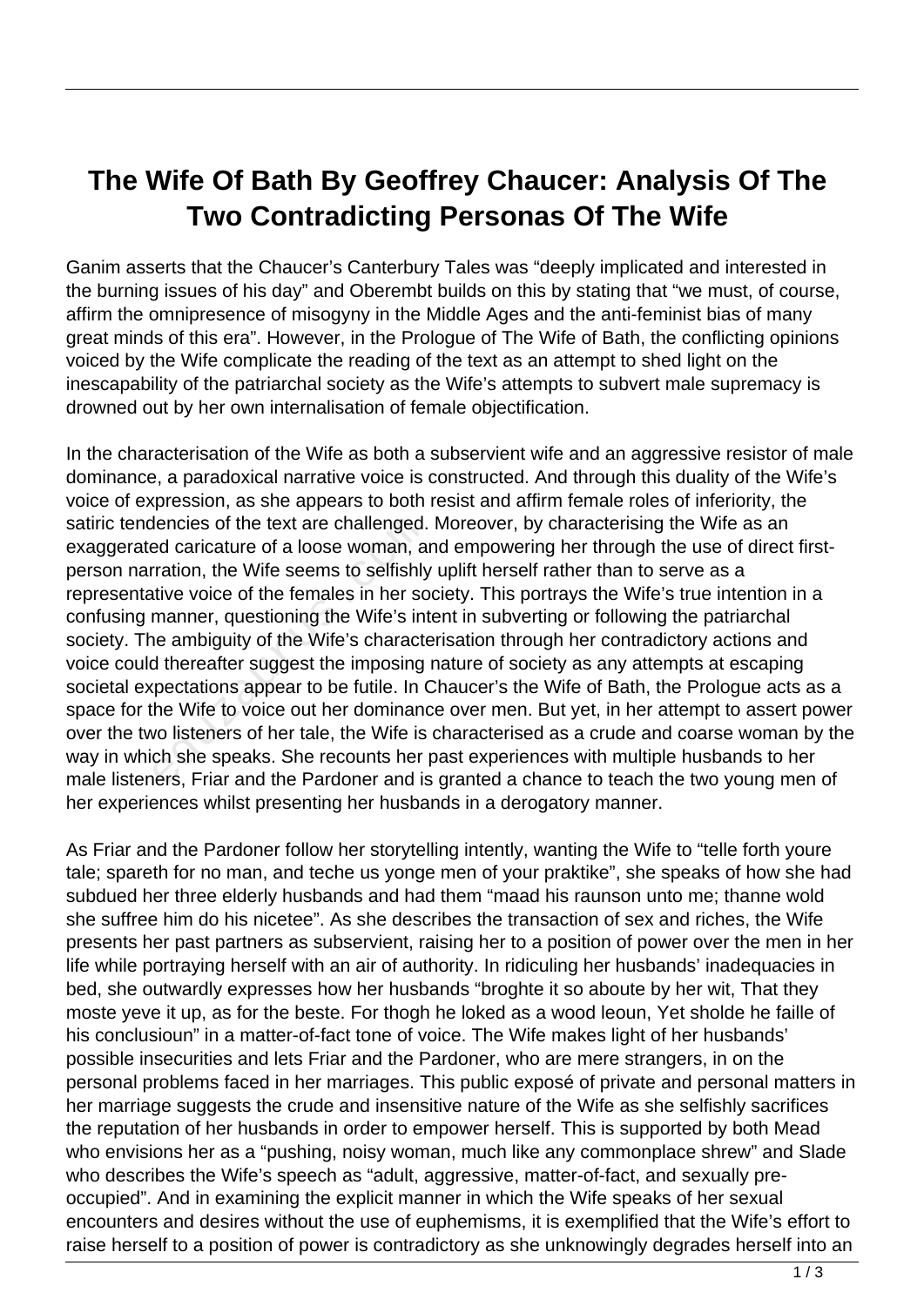# The Wife Of Bath By Geoffrey Chaucer: Analysis Of The Two Contradicting Personas Of The Wife

Ganim asserts that the Chaucer's Canterbury Tales was "deeply implicated and interested in the burning issues of his day" and Oberembt builds on this by stating that "we must, of course, affirm the omnipresence of misogyny in the Middle Ages and the anti-feminist bias of many great minds of this era". However, in the Prologue of The Wife of Bath, the conflicting opinions voiced by the Wife complicate the reading of the text as an attempt to shed light on the inescapability of the patriarchal society as the Wife's attempts to subvert male supremacy is drowned out by her own internalisation of female objectification.

In the characterisation of the Wife as both a subservient wife and an aggressive resistor of male dominance, a paradoxical narrative voice is constructed. And through this duality of the Wife's voice of expression, as she appears to both resist and affirm female roles of inferiority, the satiric tendencies of the text are challenged. Moreover, by characterising the Wife as an exaggerated caricature of a loose woman, and empowering her through the use of direct first-person narration, the Wife seems to selfishly uplift herself rather than to serve as a representative voice of the females in her society. This portrays the Wife's true intention in a confusing manner, questioning the Wife's intent in subverting or following the patriarchal society. The ambiguity of the Wife's characterisation through her contradictory actions and voice could thereafter suggest the imposing nature of society as any attempts at escaping societal expectations appear to be futile. In Chaucer's the Wife of Bath, the Prologue acts as a space for the Wife to voice out her dominance over men. But yet, in her attempt to assert power over the two listeners of her tale, the Wife is characterised as a crude and coarse woman by the way in which she speaks. She recounts her past experiences with multiple husbands to her male listeners, Friar and the Pardoner and is granted a chance to teach the two young men of her experiences whilst presenting her husbands in a derogatory manner.

As Friar and the Pardoner follow her storytelling intently, wanting the Wife to "telle forth youre tale; spareth for no man, and teche us yonge men of your praktike", she speaks of how she had subdued her three elderly husbands and had them "maad his raunson unto me; thanne wold she suffree him do his nicetee". As she describes the transaction of sex and riches, the Wife presents her past partners as subservient, raising her to a position of power over the men in her life while portraying herself with an air of authority. In ridiculing her husbands' inadequacies in bed, she outwardly expresses how her husbands "broghte it so aboute by her wit, That they moste yeve it up, as for the beste. For thogh he loked as a wood leoun, Yet sholde he faille of his conclusioun" in a matter-of-fact tone of voice. The Wife makes light of her husbands' possible insecurities and lets Friar and the Pardoner, who are mere strangers, in on the personal problems faced in her marriages. This public exposé of private and personal matters in her marriage suggests the crude and insensitive nature of the Wife as she selfishly sacrifices the reputation of her husbands in order to empower herself. This is supported by both Mead who envisions her as a "pushing, noisy woman, much like any commonplace shrew" and Slade who describes the Wife's speech as "adult, aggressive, matter-of-fact, and sexually pre-occupied". And in examining the explicit manner in which the Wife speaks of her sexual encounters and desires without the use of euphemisms, it is exemplified that the Wife's effort to raise herself to a position of power is contradictory as she unknowingly degrades herself into an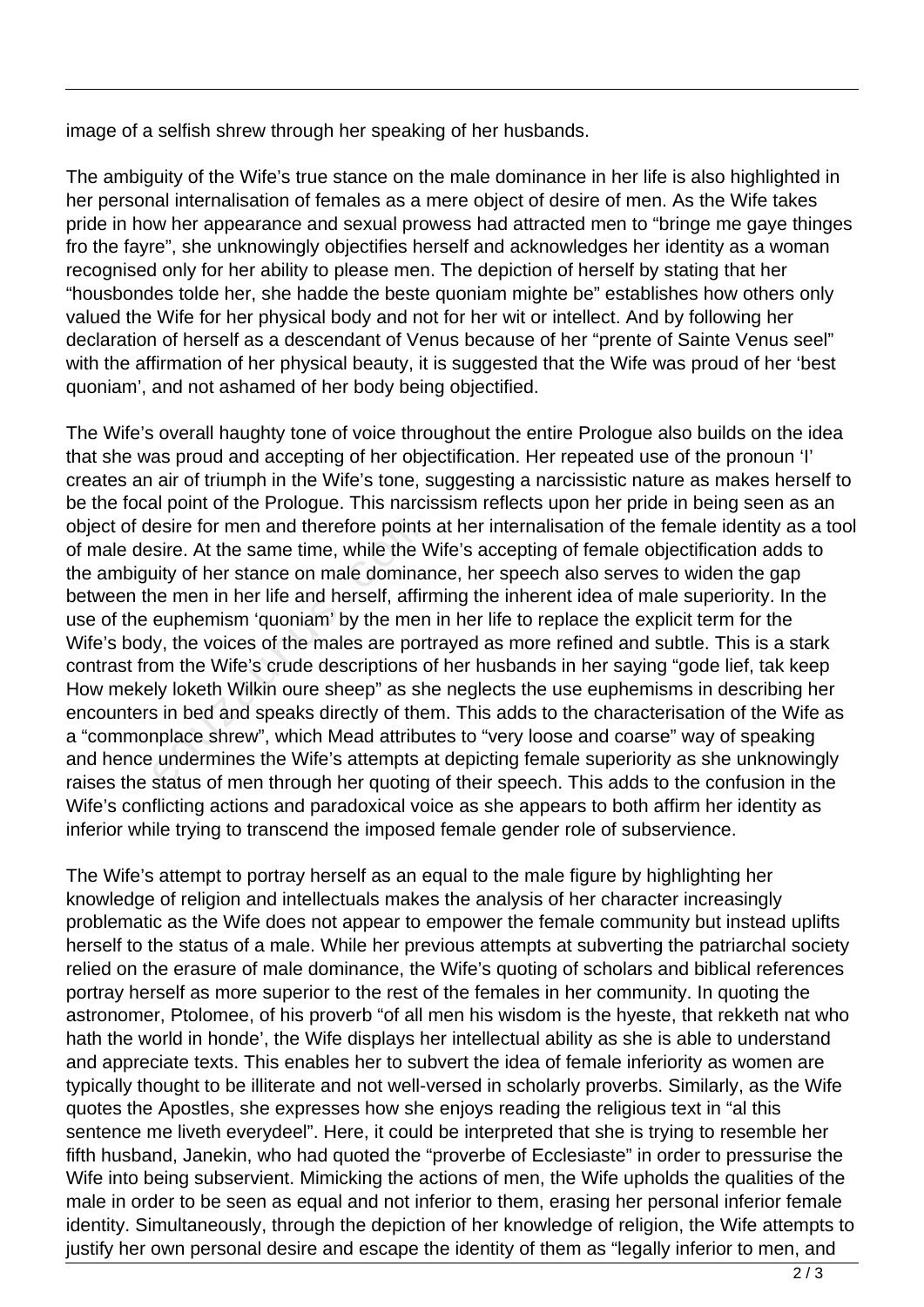image of a selfish shrew through her speaking of her husbands.

The ambiguity of the Wife's true stance on the male dominance in her life is also highlighted in her personal internalisation of females as a mere object of desire of men. As the Wife takes pride in how her appearance and sexual prowess had attracted men to "bringe me gaye thinges fro the fayre", she unknowingly objectifies herself and acknowledges her identity as a woman recognised only for her ability to please men. The depiction of herself by stating that her "housbondes tolde her, she hadde the beste quoniam mighte be" establishes how others only valued the Wife for her physical body and not for her wit or intellect. And by following her declaration of herself as a descendant of Venus because of her "prente of Sainte Venus seel" with the affirmation of her physical beauty, it is suggested that the Wife was proud of her 'best quoniam', and not ashamed of her body being objectified.

The Wife's overall haughty tone of voice throughout the entire Prologue also builds on the idea that she was proud and accepting of her objectification. Her repeated use of the pronoun 'I' creates an air of triumph in the Wife's tone, suggesting a narcissistic nature as makes herself to be the focal point of the Prologue. This narcissism reflects upon her pride in being seen as an object of desire for men and therefore points at her internalisation of the female identity as a tool of male desire. At the same time, while the Wife's accepting of female objectification adds to the ambiguity of her stance on male dominance, her speech also serves to widen the gap between the men in her life and herself, affirming the inherent idea of male superiority. In the use of the euphemism 'quoniam' by the men in her life to replace the explicit term for the Wife's body, the voices of the males are portrayed as more refined and subtle. This is a stark contrast from the Wife's crude descriptions of her husbands in her saying "gode lief, tak keep How mekely loketh Wilkin oure sheep" as she neglects the use euphemisms in describing her encounters in bed and speaks directly of them. This adds to the characterisation of the Wife as a "commonplace shrew", which Mead attributes to "very loose and coarse" way of speaking and hence undermines the Wife's attempts at depicting female superiority as she unknowingly raises the status of men through her quoting of their speech. This adds to the confusion in the Wife's conflicting actions and paradoxical voice as she appears to both affirm her identity as inferior while trying to transcend the imposed female gender role of subservience.

The Wife's attempt to portray herself as an equal to the male figure by highlighting her knowledge of religion and intellectuals makes the analysis of her character increasingly problematic as the Wife does not appear to empower the female community but instead uplifts herself to the status of a male. While her previous attempts at subverting the patriarchal society relied on the erasure of male dominance, the Wife's quoting of scholars and biblical references portray herself as more superior to the rest of the females in her community. In quoting the astronomer, Ptolomee, of his proverb "of all men his wisdom is the hyeste, that rekketh nat who hath the world in honde', the Wife displays her intellectual ability as she is able to understand and appreciate texts. This enables her to subvert the idea of female inferiority as women are typically thought to be illiterate and not well-versed in scholarly proverbs. Similarly, as the Wife quotes the Apostles, she expresses how she enjoys reading the religious text in "al this sentence me liveth everydeel". Here, it could be interpreted that she is trying to resemble her fifth husband, Janekin, who had quoted the "proverbe of Ecclesiaste" in order to pressurise the Wife into being subservient. Mimicking the actions of men, the Wife upholds the qualities of the male in order to be seen as equal and not inferior to them, erasing her personal inferior female identity. Simultaneously, through the depiction of her knowledge of religion, the Wife attempts to justify her own personal desire and escape the identity of them as "legally inferior to men, and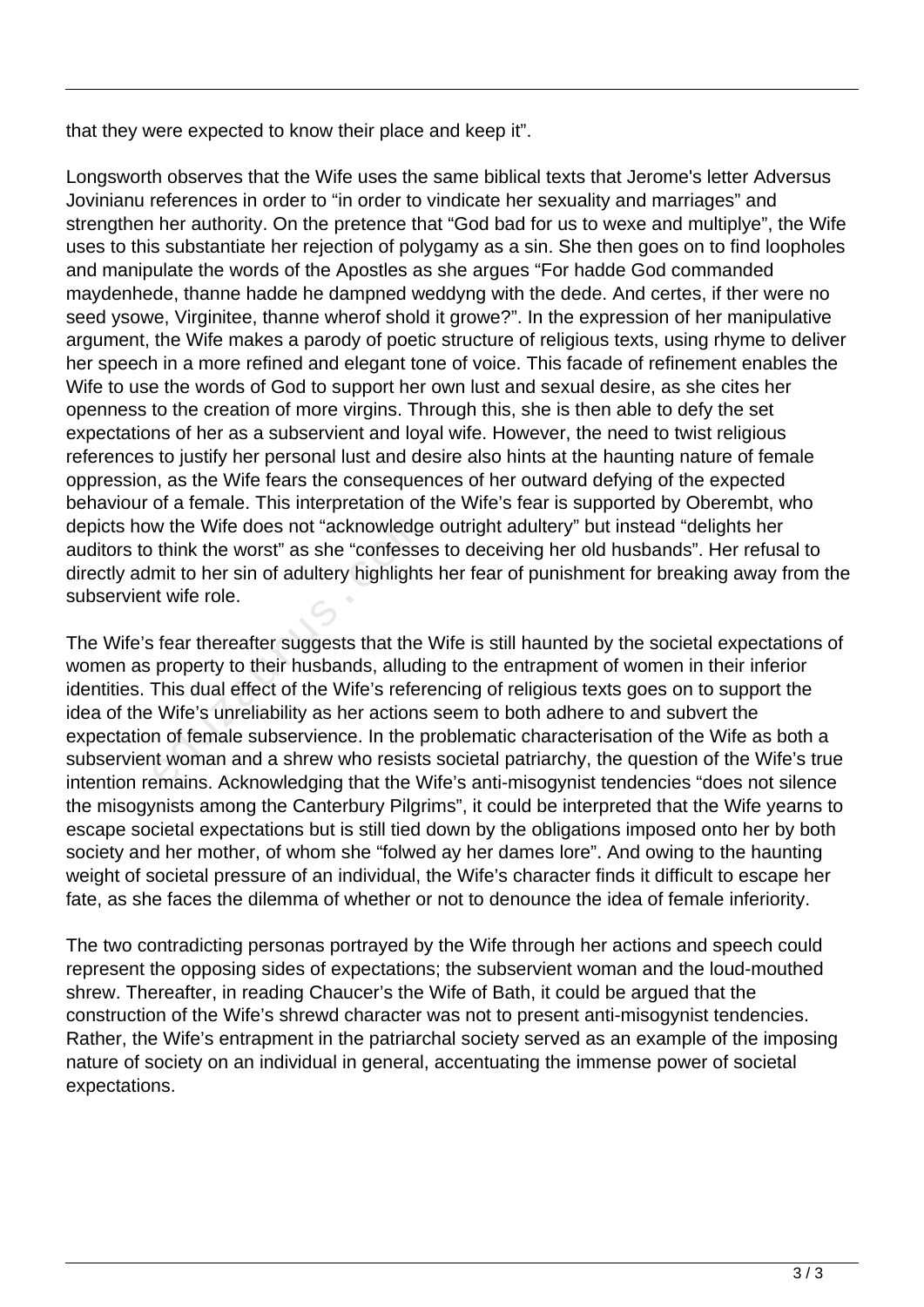that they were expected to know their place and keep it".

Longsworth observes that the Wife uses the same biblical texts that Jerome's letter Adversus Jovinianu references in order to "in order to vindicate her sexuality and marriages" and strengthen her authority. On the pretence that "God bad for us to wexe and multiplye", the Wife uses to this substantiate her rejection of polygamy as a sin. She then goes on to find loopholes and manipulate the words of the Apostles as she argues "For hadde God commanded maydenhede, thanne hadde he dampned weddyng with the dede. And certes, if ther were no seed ysowe, Virginitee, thanne wherof shold it growe?". In the expression of her manipulative argument, the Wife makes a parody of poetic structure of religious texts, using rhyme to deliver her speech in a more refined and elegant tone of voice. This facade of refinement enables the Wife to use the words of God to support her own lust and sexual desire, as she cites her openness to the creation of more virgins. Through this, she is then able to defy the set expectations of her as a subservient and loyal wife. However, the need to twist religious references to justify her personal lust and desire also hints at the haunting nature of female oppression, as the Wife fears the consequences of her outward defying of the expected behaviour of a female. This interpretation of the Wife's fear is supported by Oberembt, who depicts how the Wife does not "acknowledge outright adultery" but instead "delights her auditors to think the worst" as she "confesses to deceiving her old husbands". Her refusal to directly admit to her sin of adultery highlights her fear of punishment for breaking away from the subservient wife role.

The Wife's fear thereafter suggests that the Wife is still haunted by the societal expectations of women as property to their husbands, alluding to the entrapment of women in their inferior identities. This dual effect of the Wife's referencing of religious texts goes on to support the idea of the Wife's unreliability as her actions seem to both adhere to and subvert the expectation of female subservience. In the problematic characterisation of the Wife as both a subservient woman and a shrew who resists societal patriarchy, the question of the Wife's true intention remains. Acknowledging that the Wife's anti-misogynist tendencies "does not silence the misogynists among the Canterbury Pilgrims", it could be interpreted that the Wife yearns to escape societal expectations but is still tied down by the obligations imposed onto her by both society and her mother, of whom she "folwed ay her dames lore". And owing to the haunting weight of societal pressure of an individual, the Wife's character finds it difficult to escape her fate, as she faces the dilemma of whether or not to denounce the idea of female inferiority.

The two contradicting personas portrayed by the Wife through her actions and speech could represent the opposing sides of expectations; the subservient woman and the loud-mouthed shrew. Thereafter, in reading Chaucer's the Wife of Bath, it could be argued that the construction of the Wife's shrewd character was not to present anti-misogynist tendencies. Rather, the Wife's entrapment in the patriarchal society served as an example of the imposing nature of society on an individual in general, accentuating the immense power of societal expectations.